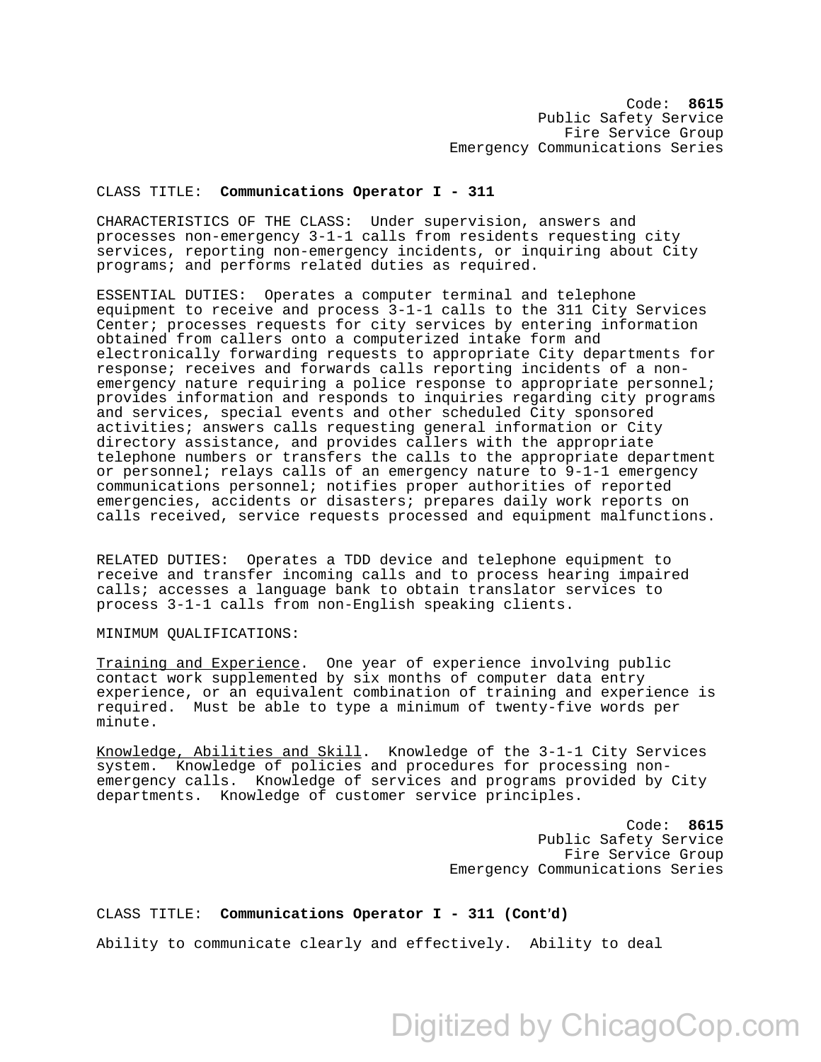Code: **8615**
Public Safety Service
Fire Service Group
Emergency Communications Series

CLASS TITLE: **Communications Operator I - 311**

CHARACTERISTICS OF THE CLASS: Under supervision, answers and processes non-emergency 3-1-1 calls from residents requesting city services, reporting non-emergency incidents, or inquiring about City programs; and performs related duties as required.

ESSENTIAL DUTIES: Operates a computer terminal and telephone equipment to receive and process 3-1-1 calls to the 311 City Services Center; processes requests for city services by entering information obtained from callers onto a computerized intake form and electronically forwarding requests to appropriate City departments for response; receives and forwards calls reporting incidents of a non-emergency nature requiring a police response to appropriate personnel; provides information and responds to inquiries regarding city programs and services, special events and other scheduled City sponsored activities; answers calls requesting general information or City directory assistance, and provides callers with the appropriate telephone numbers or transfers the calls to the appropriate department or personnel; relays calls of an emergency nature to 9-1-1 emergency communications personnel; notifies proper authorities of reported emergencies, accidents or disasters; prepares daily work reports on calls received, service requests processed and equipment malfunctions.

RELATED DUTIES: Operates a TDD device and telephone equipment to receive and transfer incoming calls and to process hearing impaired calls; accesses a language bank to obtain translator services to process 3-1-1 calls from non-English speaking clients.

MINIMUM QUALIFICATIONS:

Training and Experience. One year of experience involving public contact work supplemented by six months of computer data entry experience, or an equivalent combination of training and experience is required. Must be able to type a minimum of twenty-five words per minute.

Knowledge, Abilities and Skill. Knowledge of the 3-1-1 City Services system. Knowledge of policies and procedures for processing non-emergency calls. Knowledge of services and programs provided by City departments. Knowledge of customer service principles.

CLASS TITLE: **Communications Operator I - 311 (Cont'd)**

Ability to communicate clearly and effectively. Ability to deal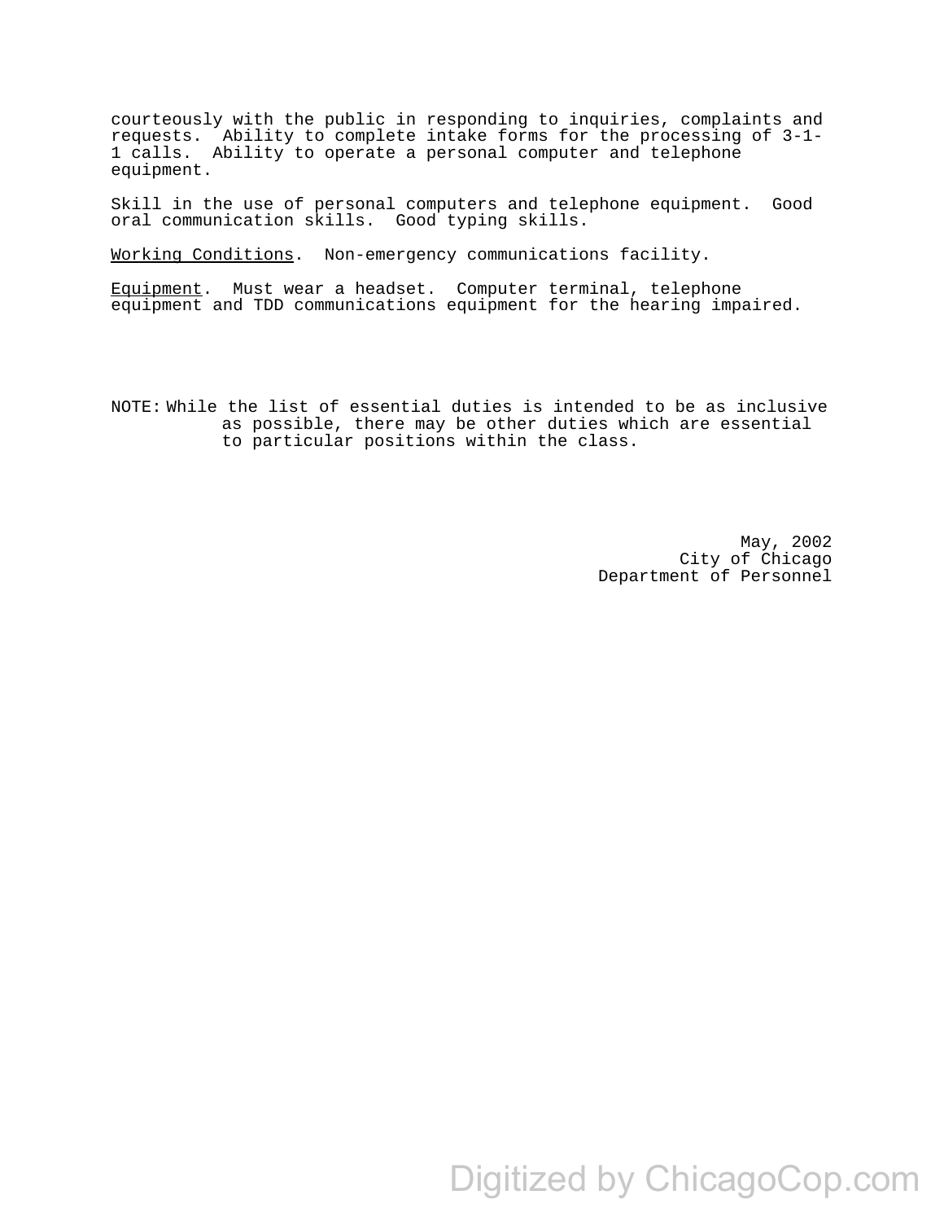courteously with the public in responding to inquiries, complaints and requests. Ability to complete intake forms for the processing of 3-1-1 calls. Ability to operate a personal computer and telephone equipment.

Skill in the use of personal computers and telephone equipment. Good oral communication skills. Good typing skills.

Working Conditions. Non-emergency communications facility.

Equipment. Must wear a headset. Computer terminal, telephone equipment and TDD communications equipment for the hearing impaired.

NOTE: While the list of essential duties is intended to be as inclusive as possible, there may be other duties which are essential to particular positions within the class.

May, 2002
City of Chicago
Department of Personnel

Digitized by ChicagoCop.com